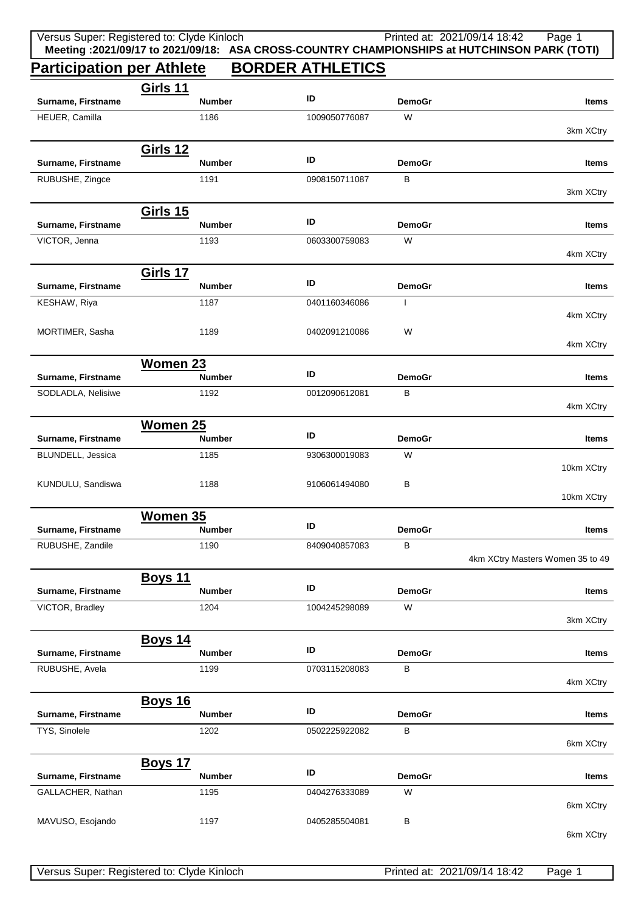**Meeting :2021/09/17 to 2021/09/18: ASA CROSS-COUNTRY CHAMPIONSHIPS at HUTCHINSON PARK (TOTI)**

# Participation per Athlete BORDER ATHLETICS

## Girls 11

| Surname, Firstname | Number | ID | DemoGr | Items |
|---|---|---|---|---|
| HEUER, Camilla | 1186 | 1009050776087 | W | 3km XCtry |

## Girls 12

| Surname, Firstname | Number | ID | DemoGr | Items |
|---|---|---|---|---|
| RUBUSHE, Zingce | 1191 | 0908150711087 | B | 3km XCtry |

## Girls 15

| Surname, Firstname | Number | ID | DemoGr | Items |
|---|---|---|---|---|
| VICTOR, Jenna | 1193 | 0603300759083 | W | 4km XCtry |

## Girls 17

| Surname, Firstname | Number | ID | DemoGr | Items |
|---|---|---|---|---|
| KESHAW, Riya | 1187 | 0401160346086 | I | 4km XCtry |
| MORTIMER, Sasha | 1189 | 0402091210086 | W | 4km XCtry |

## Women 23

| Surname, Firstname | Number | ID | DemoGr | Items |
|---|---|---|---|---|
| SODLADLA, Nelisiwe | 1192 | 0012090612081 | B | 4km XCtry |

## Women 25

| Surname, Firstname | Number | ID | DemoGr | Items |
|---|---|---|---|---|
| BLUNDELL, Jessica | 1185 | 9306300019083 | W | 10km XCtry |
| KUNDULU, Sandiswa | 1188 | 9106061494080 | B | 10km XCtry |

## Women 35

| Surname, Firstname | Number | ID | DemoGr | Items |
|---|---|---|---|---|
| RUBUSHE, Zandile | 1190 | 8409040857083 | B | 4km XCtry Masters Women 35 to 49 |

## Boys 11

| Surname, Firstname | Number | ID | DemoGr | Items |
|---|---|---|---|---|
| VICTOR, Bradley | 1204 | 1004245298089 | W | 3km XCtry |

## Boys 14

| Surname, Firstname | Number | ID | DemoGr | Items |
|---|---|---|---|---|
| RUBUSHE, Avela | 1199 | 0703115208083 | B | 4km XCtry |

## Boys 16

| Surname, Firstname | Number | ID | DemoGr | Items |
|---|---|---|---|---|
| TYS, Sinolele | 1202 | 0502225922082 | B | 6km XCtry |

## Boys 17

| Surname, Firstname | Number | ID | DemoGr | Items |
|---|---|---|---|---|
| GALLACHER, Nathan | 1195 | 0404276333089 | W | 6km XCtry |
| MAVUSO, Esojando | 1197 | 0405285504081 | B | 6km XCtry |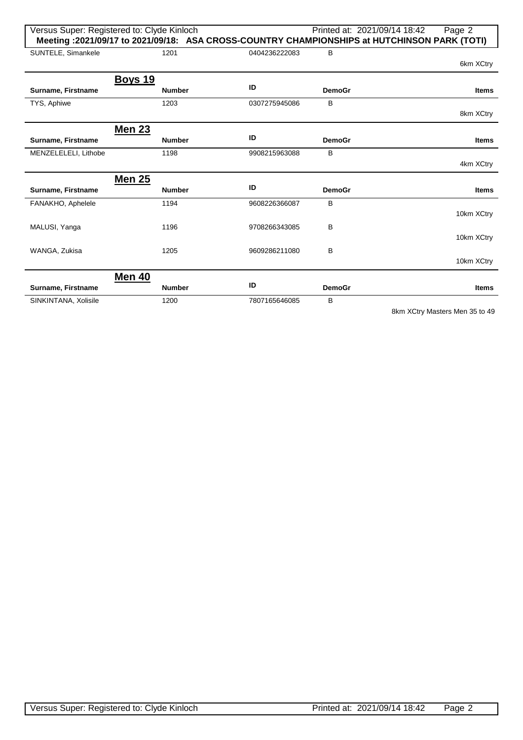Meeting :2021/09/17 to 2021/09/18: ASA CROSS-COUNTRY CHAMPIONSHIPS at HUTCHINSON PARK (TOTI)

| | | | | |
|---|---|---|---|---|
| SUNTELE, Simankele | 1201 | 0404236222083 | B | |
| | | | | 6km XCtry |

## Boys 19

| Surname, Firstname | Number | ID | DemoGr | Items |
|---|---|---|---|---|
| TYS, Aphiwe | 1203 | 0307275945086 | B | |
| | | | | 8km XCtry |

## Men 23

| Surname, Firstname | Number | ID | DemoGr | Items |
|---|---|---|---|---|
| MENZELELELI, Lithobe | 1198 | 9908215963088 | B | |
| | | | | 4km XCtry |

## Men 25

| Surname, Firstname | Number | ID | DemoGr | Items |
|---|---|---|---|---|
| FANAKHO, Aphelele | 1194 | 9608226366087 | B | |
| | | | | 10km XCtry |
| MALUSI, Yanga | 1196 | 9708266343085 | B | |
| | | | | 10km XCtry |
| WANGA, Zukisa | 1205 | 9609286211080 | B | |
| | | | | 10km XCtry |

## Men 40

| Surname, Firstname | Number | ID | DemoGr | Items |
|---|---|---|---|---|
| SINKINTANA, Xolisile | 1200 | 7807165646085 | B | |
| | | | | 8km XCtry Masters Men 35 to 49 |